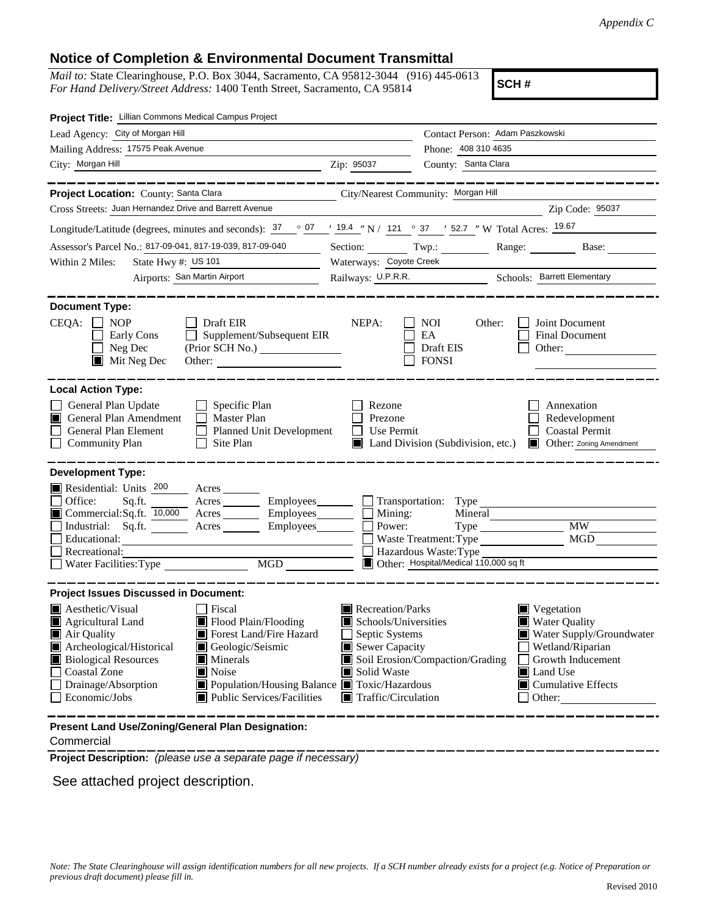*Appendix C*

## Notice of Completion & Environmental Document Transmittal

*Mail to:* State Clearinghouse, P.O. Box 3044, Sacramento, CA 95812-3044 (916) 445-0613
*For Hand Delivery/Street Address:* 1400 Tenth Street, Sacramento, CA 95814

**SCH #**

**Project Title:** Lillian Commons Medical Campus Project

Lead Agency: City of Morgan Hill
Contact Person: Adam Paszkowski
Mailing Address: 17575 Peak Avenue
Phone: 408 310 4635
City: Morgan Hill
Zip: 95037
County: Santa Clara

**Project Location:** County: Santa Clara
City/Nearest Community: Morgan Hill
Cross Streets: Juan Hernandez Drive and Barrett Avenue
Zip Code: 95037

Longitude/Latitude (degrees, minutes and seconds): 37 ° 07 ′ 19.4 ″ N / 121 ° 37 ′ 52.7 ″ W Total Acres: 19.67

Assessor's Parcel No.: 817-09-041, 817-19-039, 817-09-040
Section: Twp.: Range: Base:

Within 2 Miles: State Hwy #: US 101
Waterways: Coyote Creek
Airports: San Martin Airport
Railways: U.P.R.R.
Schools: Barrett Elementary

**Document Type:**

CEQA:
- ☐ NOP
- ☐ Early Cons
- ☐ Neg Dec
- ☒ Mit Neg Dec
- ☐ Draft EIR
- ☐ Supplement/Subsequent EIR (Prior SCH No.)
- Other:

NEPA:
- ☐ NOI
- ☐ EA
- ☐ Draft EIS
- ☐ FONSI

Other:
- ☐ Joint Document
- ☐ Final Document
- ☐ Other:

**Local Action Type:**

- ☐ General Plan Update
- ☒ General Plan Amendment
- ☐ General Plan Element
- ☐ Community Plan
- ☐ Specific Plan
- ☐ Master Plan
- ☐ Planned Unit Development
- ☐ Site Plan
- ☐ Rezone
- ☐ Prezone
- ☐ Use Permit
- ☒ Land Division (Subdivision, etc.)
- ☐ Annexation
- ☐ Redevelopment
- ☐ Coastal Permit
- ☒ Other: Zoning Amendment

**Development Type:**

- ☒ Residential: Units 200 Acres
- ☐ Office: Sq.ft. Acres Employees
- ☒ Commercial: Sq.ft. 10,000 Acres Employees
- ☐ Industrial: Sq.ft. Acres Employees
- ☐ Educational:
- ☐ Recreational:
- ☐ Water Facilities: Type MGD
- ☐ Transportation: Type
- ☐ Mining: Mineral
- ☐ Power: Type MW
- ☐ Waste Treatment: Type MGD
- ☐ Hazardous Waste: Type
- ☒ Other: Hospital/Medical 110,000 sq ft

**Project Issues Discussed in Document:**

- ☒ Aesthetic/Visual
- ☒ Agricultural Land
- ☒ Air Quality
- ☒ Archeological/Historical
- ☒ Biological Resources
- ☐ Coastal Zone
- ☐ Drainage/Absorption
- ☐ Economic/Jobs
- ☐ Fiscal
- ☒ Flood Plain/Flooding
- ☒ Forest Land/Fire Hazard
- ☒ Geologic/Seismic
- ☒ Minerals
- ☒ Noise
- ☒ Population/Housing Balance
- ☒ Public Services/Facilities
- ☒ Recreation/Parks
- ☒ Schools/Universities
- ☐ Septic Systems
- ☒ Sewer Capacity
- ☒ Soil Erosion/Compaction/Grading
- ☒ Solid Waste
- ☒ Toxic/Hazardous
- ☒ Traffic/Circulation
- ☒ Vegetation
- ☒ Water Quality
- ☒ Water Supply/Groundwater
- ☐ Wetland/Riparian
- ☐ Growth Inducement
- ☒ Land Use
- ☒ Cumulative Effects
- ☐ Other:

**Present Land Use/Zoning/General Plan Designation:**

Commercial

**Project Description:** *(please use a separate page if necessary)*

See attached project description.

*Note: The State Clearinghouse will assign identification numbers for all new projects. If a SCH number already exists for a project (e.g. Notice of Preparation or previous draft document) please fill in.*

Revised 2010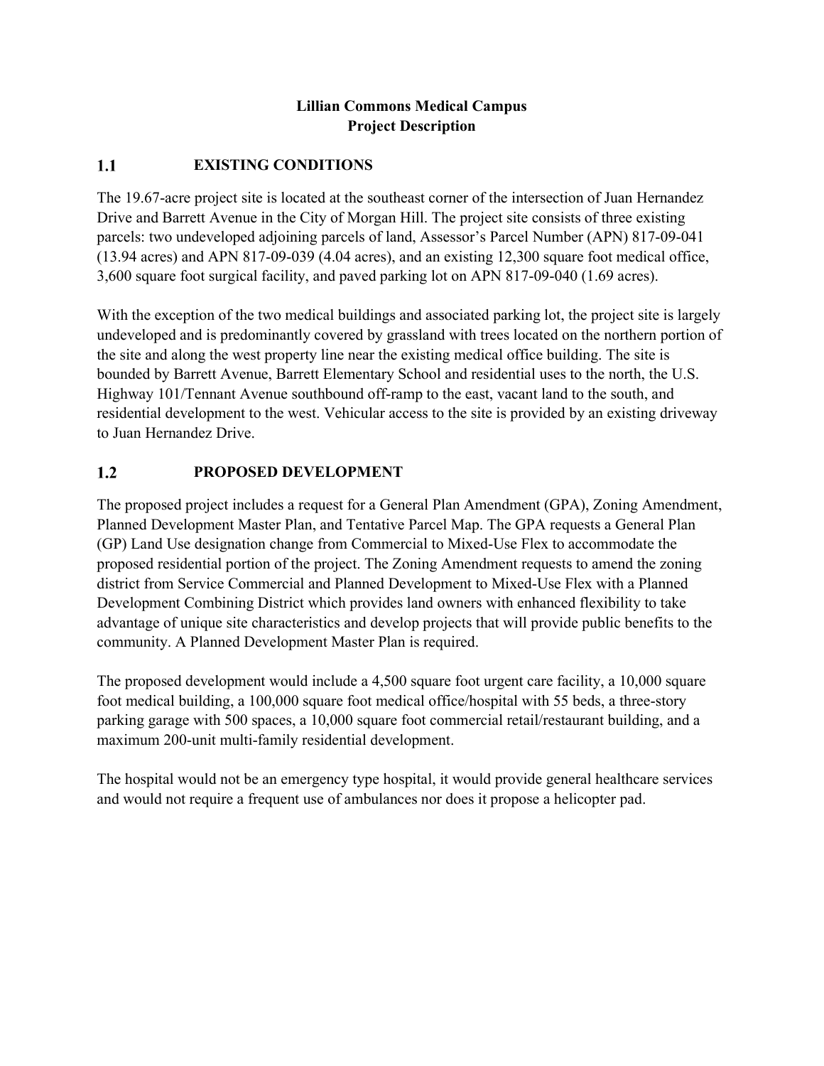**Lillian Commons Medical Campus**
**Project Description**

## 1.1 EXISTING CONDITIONS

The 19.67-acre project site is located at the southeast corner of the intersection of Juan Hernandez Drive and Barrett Avenue in the City of Morgan Hill. The project site consists of three existing parcels: two undeveloped adjoining parcels of land, Assessor's Parcel Number (APN) 817-09-041 (13.94 acres) and APN 817-09-039 (4.04 acres), and an existing 12,300 square foot medical office, 3,600 square foot surgical facility, and paved parking lot on APN 817-09-040 (1.69 acres).

With the exception of the two medical buildings and associated parking lot, the project site is largely undeveloped and is predominantly covered by grassland with trees located on the northern portion of the site and along the west property line near the existing medical office building. The site is bounded by Barrett Avenue, Barrett Elementary School and residential uses to the north, the U.S. Highway 101/Tennant Avenue southbound off-ramp to the east, vacant land to the south, and residential development to the west. Vehicular access to the site is provided by an existing driveway to Juan Hernandez Drive.

## 1.2 PROPOSED DEVELOPMENT

The proposed project includes a request for a General Plan Amendment (GPA), Zoning Amendment, Planned Development Master Plan, and Tentative Parcel Map. The GPA requests a General Plan (GP) Land Use designation change from Commercial to Mixed-Use Flex to accommodate the proposed residential portion of the project. The Zoning Amendment requests to amend the zoning district from Service Commercial and Planned Development to Mixed-Use Flex with a Planned Development Combining District which provides land owners with enhanced flexibility to take advantage of unique site characteristics and develop projects that will provide public benefits to the community. A Planned Development Master Plan is required.

The proposed development would include a 4,500 square foot urgent care facility, a 10,000 square foot medical building, a 100,000 square foot medical office/hospital with 55 beds, a three-story parking garage with 500 spaces, a 10,000 square foot commercial retail/restaurant building, and a maximum 200-unit multi-family residential development.

The hospital would not be an emergency type hospital, it would provide general healthcare services and would not require a frequent use of ambulances nor does it propose a helicopter pad.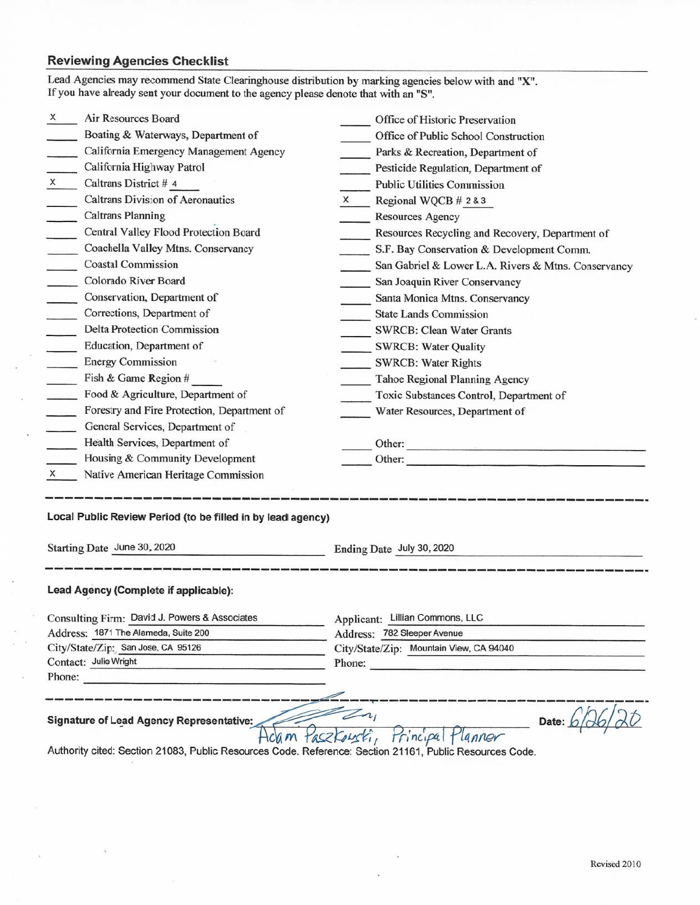## Reviewing Agencies Checklist

Lead Agencies may recommend State Clearinghouse distribution by marking agencies below with and "X".
If you have already sent your document to the agency please denote that with an "S".

| | | | |
|---|---|---|---|
| X | Air Resources Board | | Office of Historic Preservation |
| | Boating & Waterways, Department of | | Office of Public School Construction |
| | California Emergency Management Agency | | Parks & Recreation, Department of |
| | California Highway Patrol | | Pesticide Regulation, Department of |
| X | Caltrans District # 4 | | Public Utilities Commission |
| | Caltrans Division of Aeronautics | X | Regional WQCB # 2 & 3 |
| | Caltrans Planning | | Resources Agency |
| | Central Valley Flood Protection Board | | Resources Recycling and Recovery, Department of |
| | Coachella Valley Mtns. Conservancy | | S.F. Bay Conservation & Development Comm. |
| | Coastal Commission | | San Gabriel & Lower L.A. Rivers & Mtns. Conservancy |
| | Colorado River Board | | San Joaquin River Conservancy |
| | Conservation, Department of | | Santa Monica Mtns. Conservancy |
| | Corrections, Department of | | State Lands Commission |
| | Delta Protection Commission | | SWRCB: Clean Water Grants |
| | Education, Department of | | SWRCB: Water Quality |
| | Energy Commission | | SWRCB: Water Rights |
| | Fish & Game Region # | | Tahoe Regional Planning Agency |
| | Food & Agriculture, Department of | | Toxic Substances Control, Department of |
| | Forestry and Fire Protection, Department of | | Water Resources, Department of |
| | General Services, Department of | | |
| | Health Services, Department of | | Other: |
| | Housing & Community Development | | Other: |
| X | Native American Heritage Commission | | |

---

**Local Public Review Period (to be filled in by lead agency)**

Starting Date June 30, 2020 Ending Date July 30, 2020

---

**Lead Agency (Complete if applicable):**

Consulting Firm: David J. Powers & Associates
Address: 1871 The Alameda, Suite 200
City/State/Zip: San Jose, CA 95126
Contact: Julie Wright
Phone:

Applicant: Lillian Commons, LLC
Address: 782 Sleeper Avenue
City/State/Zip: Mountain View, CA 94040
Phone:

---

**Signature of Lead Agency Representative:** Adam Paszkowski, Principal Planner **Date:** 6/26/20

Authority cited: Section 21083, Public Resources Code. Reference: Section 21161, Public Resources Code.

Revised 2010